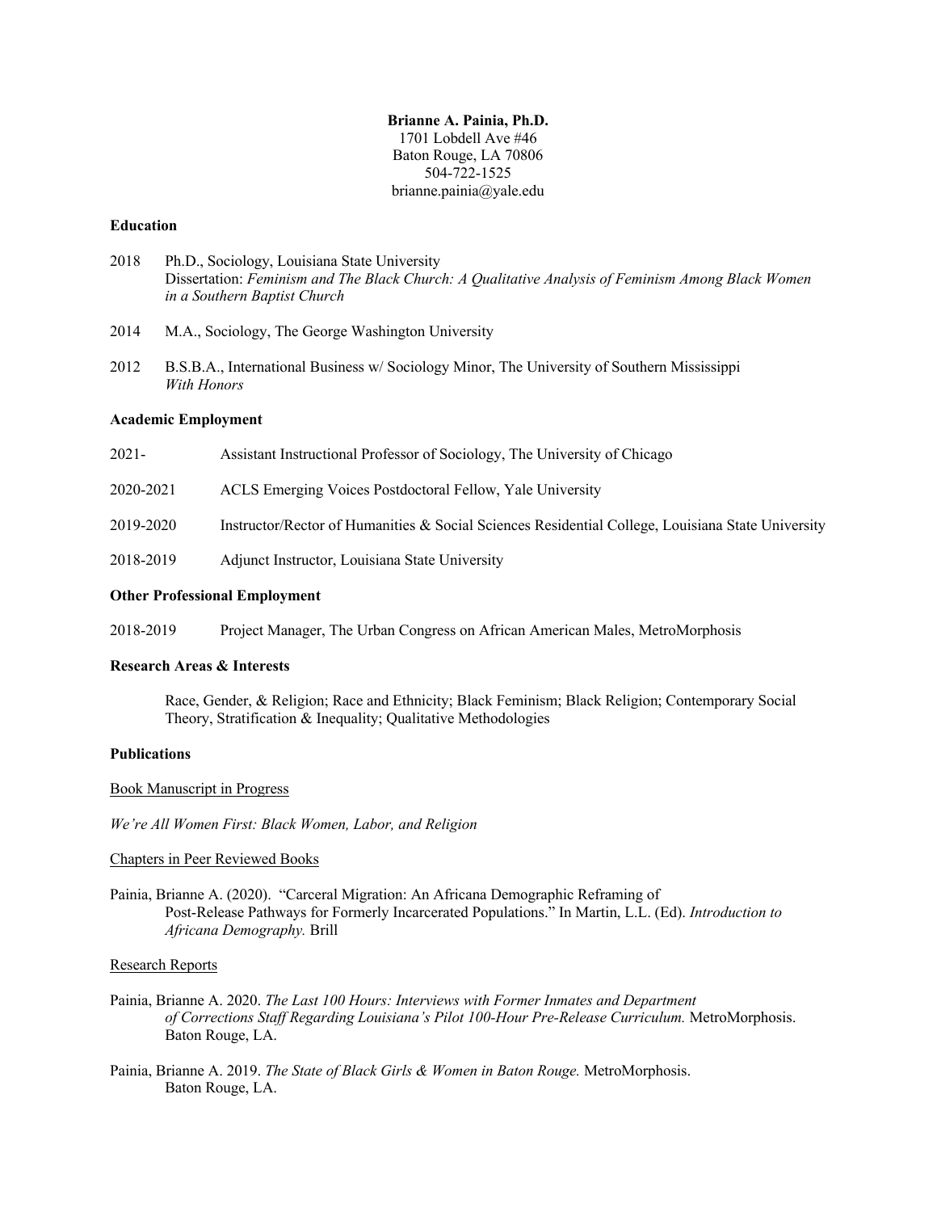**Brianne A. Painia, Ph.D.**
1701 Lobdell Ave #46
Baton Rouge, LA 70806
504-722-1525
brianne.painia@yale.edu

**Education**

2018 Ph.D., Sociology, Louisiana State University
Dissertation: *Feminism and The Black Church: A Qualitative Analysis of Feminism Among Black Women in a Southern Baptist Church*

2014 M.A., Sociology, The George Washington University

2012 B.S.B.A., International Business w/ Sociology Minor, The University of Southern Mississippi
*With Honors*

**Academic Employment**

2021- Assistant Instructional Professor of Sociology, The University of Chicago

2020-2021 ACLS Emerging Voices Postdoctoral Fellow, Yale University

2019-2020 Instructor/Rector of Humanities & Social Sciences Residential College, Louisiana State University

2018-2019 Adjunct Instructor, Louisiana State University

**Other Professional Employment**

2018-2019 Project Manager, The Urban Congress on African American Males, MetroMorphosis

**Research Areas & Interests**

Race, Gender, & Religion; Race and Ethnicity; Black Feminism; Black Religion; Contemporary Social Theory, Stratification & Inequality; Qualitative Methodologies

**Publications**

<u>Book Manuscript in Progress</u>

*We're All Women First: Black Women, Labor, and Religion*

<u>Chapters in Peer Reviewed Books</u>

Painia, Brianne A. (2020). "Carceral Migration: An Africana Demographic Reframing of Post-Release Pathways for Formerly Incarcerated Populations." In Martin, L.L. (Ed). *Introduction to Africana Demography.* Brill

<u>Research Reports</u>

Painia, Brianne A. 2020. *The Last 100 Hours: Interviews with Former Inmates and Department of Corrections Staff Regarding Louisiana's Pilot 100-Hour Pre-Release Curriculum.* MetroMorphosis. Baton Rouge, LA.

Painia, Brianne A. 2019. *The State of Black Girls & Women in Baton Rouge.* MetroMorphosis. Baton Rouge, LA.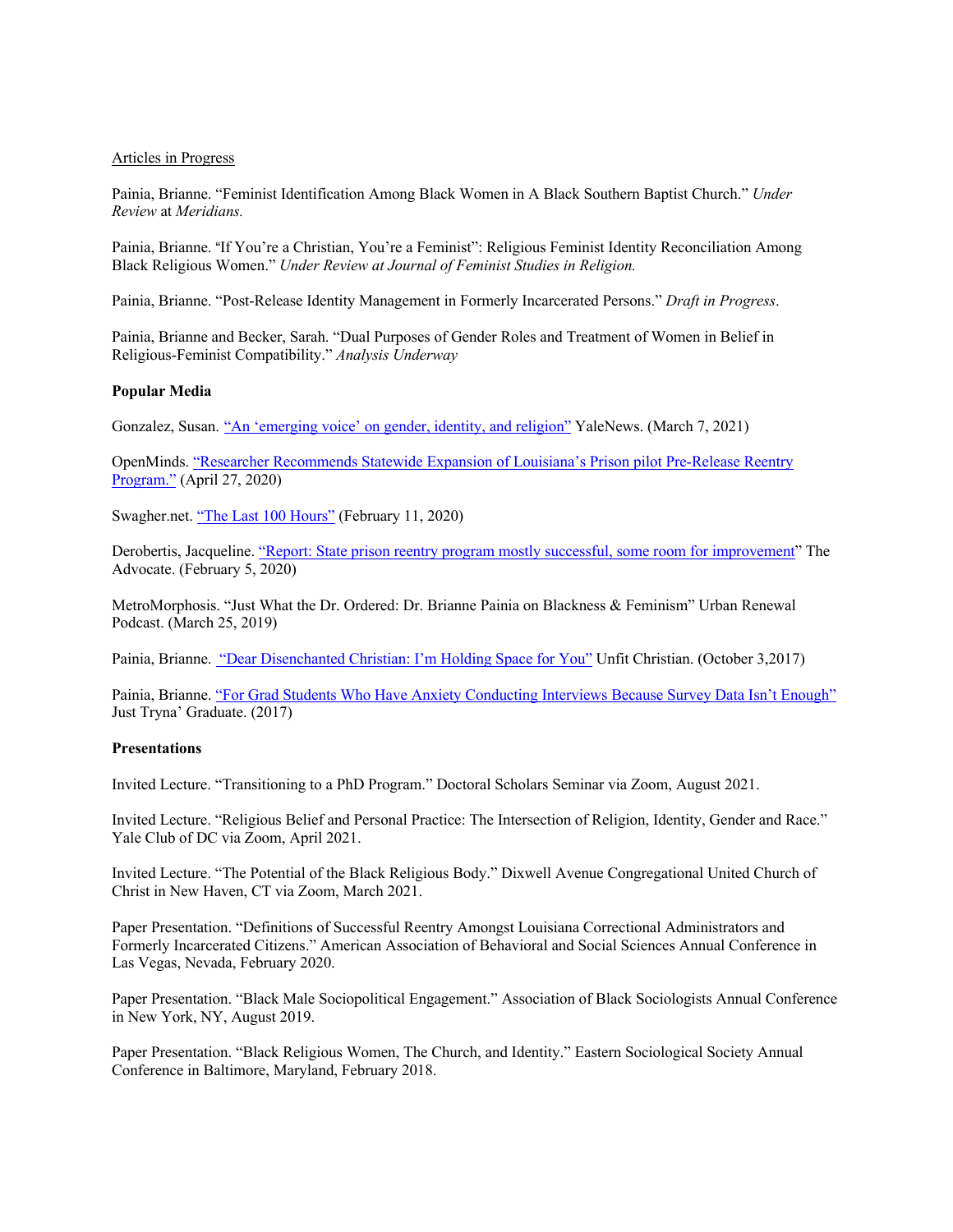Articles in Progress

Painia, Brianne. "Feminist Identification Among Black Women in A Black Southern Baptist Church." *Under Review* at *Meridians.*

Painia, Brianne. "If You're a Christian, You're a Feminist": Religious Feminist Identity Reconciliation Among Black Religious Women." *Under Review at Journal of Feminist Studies in Religion.*

Painia, Brianne. "Post-Release Identity Management in Formerly Incarcerated Persons." *Draft in Progress*.

Painia, Brianne and Becker, Sarah. "Dual Purposes of Gender Roles and Treatment of Women in Belief in Religious-Feminist Compatibility." *Analysis Underway*

**Popular Media**

Gonzalez, Susan. "An 'emerging voice' on gender, identity, and religion" YaleNews. (March 7, 2021)

OpenMinds. "Researcher Recommends Statewide Expansion of Louisiana's Prison pilot Pre-Release Reentry Program." (April 27, 2020)

Swagher.net. "The Last 100 Hours" (February 11, 2020)

Derobertis, Jacqueline. "Report: State prison reentry program mostly successful, some room for improvement" The Advocate. (February 5, 2020)

MetroMorphosis. "Just What the Dr. Ordered: Dr. Brianne Painia on Blackness & Feminism" Urban Renewal Podcast. (March 25, 2019)

Painia, Brianne. "Dear Disenchanted Christian: I'm Holding Space for You" Unfit Christian. (October 3,2017)

Painia, Brianne. "For Grad Students Who Have Anxiety Conducting Interviews Because Survey Data Isn't Enough" Just Tryna' Graduate. (2017)

**Presentations**

Invited Lecture. "Transitioning to a PhD Program." Doctoral Scholars Seminar via Zoom, August 2021.

Invited Lecture. "Religious Belief and Personal Practice: The Intersection of Religion, Identity, Gender and Race." Yale Club of DC via Zoom, April 2021.

Invited Lecture. "The Potential of the Black Religious Body." Dixwell Avenue Congregational United Church of Christ in New Haven, CT via Zoom, March 2021.

Paper Presentation. "Definitions of Successful Reentry Amongst Louisiana Correctional Administrators and Formerly Incarcerated Citizens." American Association of Behavioral and Social Sciences Annual Conference in Las Vegas, Nevada, February 2020.

Paper Presentation. "Black Male Sociopolitical Engagement." Association of Black Sociologists Annual Conference in New York, NY, August 2019.

Paper Presentation. "Black Religious Women, The Church, and Identity." Eastern Sociological Society Annual Conference in Baltimore, Maryland, February 2018.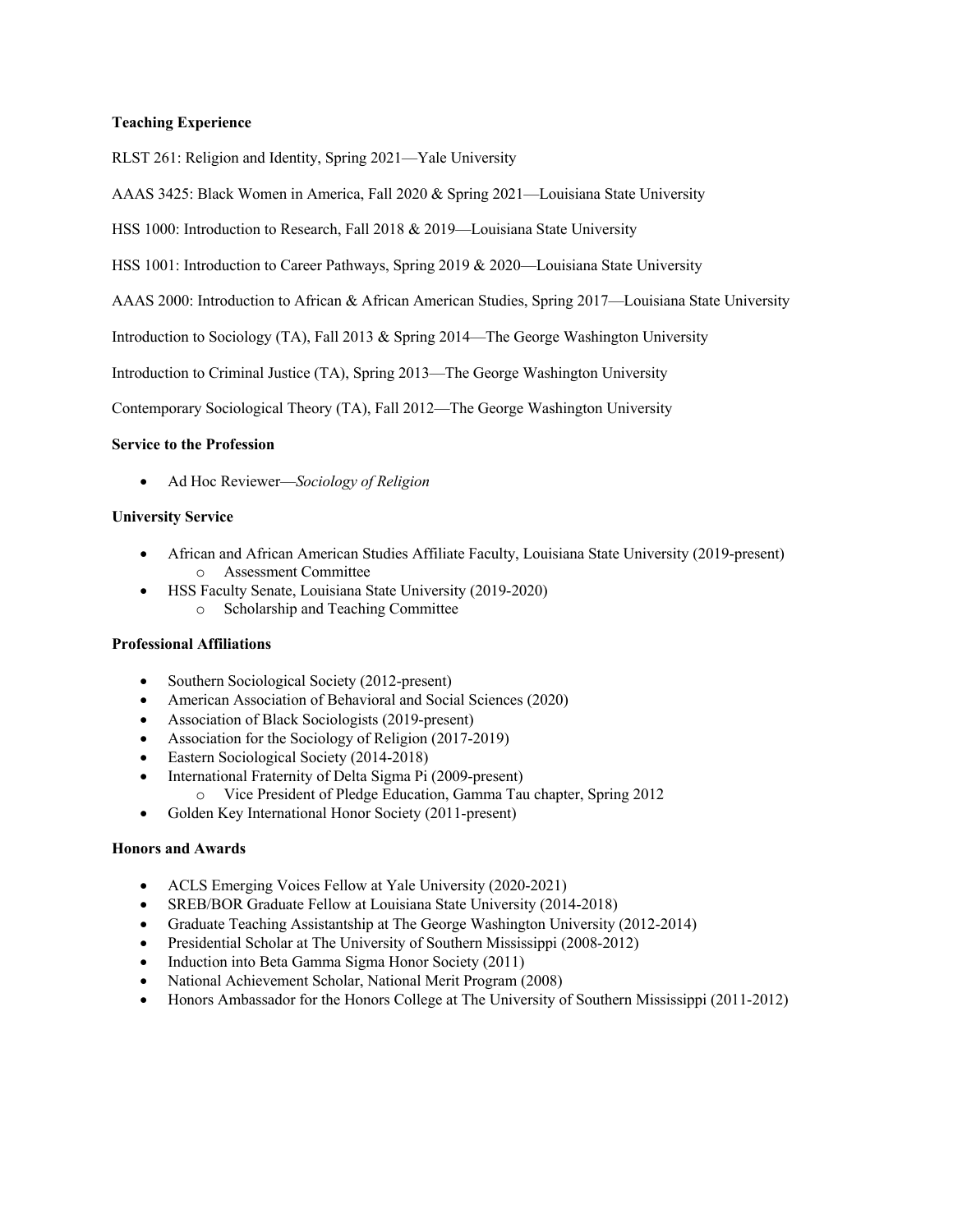**Teaching Experience**

RLST 261: Religion and Identity, Spring 2021—Yale University

AAAS 3425: Black Women in America, Fall 2020 & Spring 2021—Louisiana State University

HSS 1000: Introduction to Research, Fall 2018 & 2019—Louisiana State University

HSS 1001: Introduction to Career Pathways, Spring 2019 & 2020—Louisiana State University

AAAS 2000: Introduction to African & African American Studies, Spring 2017—Louisiana State University

Introduction to Sociology (TA), Fall 2013 & Spring 2014—The George Washington University

Introduction to Criminal Justice (TA), Spring 2013—The George Washington University

Contemporary Sociological Theory (TA), Fall 2012—The George Washington University

**Service to the Profession**

- Ad Hoc Reviewer—*Sociology of Religion*

**University Service**

- African and African American Studies Affiliate Faculty, Louisiana State University (2019-present)
  - Assessment Committee
- HSS Faculty Senate, Louisiana State University (2019-2020)
  - Scholarship and Teaching Committee

**Professional Affiliations**

- Southern Sociological Society (2012-present)
- American Association of Behavioral and Social Sciences (2020)
- Association of Black Sociologists (2019-present)
- Association for the Sociology of Religion (2017-2019)
- Eastern Sociological Society (2014-2018)
- International Fraternity of Delta Sigma Pi (2009-present)
  - Vice President of Pledge Education, Gamma Tau chapter, Spring 2012
- Golden Key International Honor Society (2011-present)

**Honors and Awards**

- ACLS Emerging Voices Fellow at Yale University (2020-2021)
- SREB/BOR Graduate Fellow at Louisiana State University (2014-2018)
- Graduate Teaching Assistantship at The George Washington University (2012-2014)
- Presidential Scholar at The University of Southern Mississippi (2008-2012)
- Induction into Beta Gamma Sigma Honor Society (2011)
- National Achievement Scholar, National Merit Program (2008)
- Honors Ambassador for the Honors College at The University of Southern Mississippi (2011-2012)